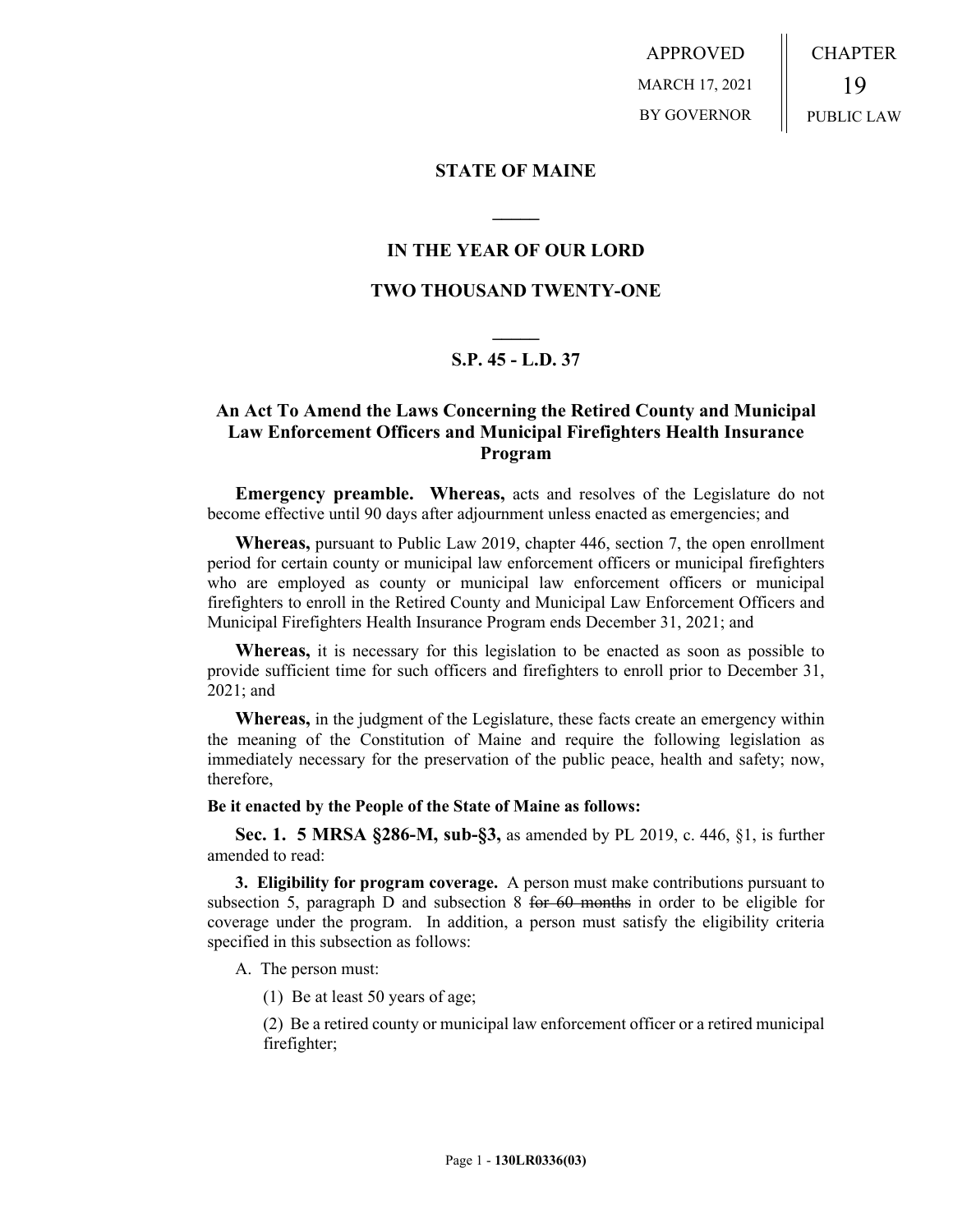APPROVED

MARCH 17, 2021

BY GOVERNOR

CHAPTER

19

PUBLIC LAW

## STATE OF MAINE

## IN THE YEAR OF OUR LORD

## TWO THOUSAND TWENTY-ONE

## S.P. 45 - L.D. 37

### An Act To Amend the Laws Concerning the Retired County and Municipal Law Enforcement Officers and Municipal Firefighters Health Insurance Program

**Emergency preamble. Whereas,** acts and resolves of the Legislature do not become effective until 90 days after adjournment unless enacted as emergencies; and

**Whereas,** pursuant to Public Law 2019, chapter 446, section 7, the open enrollment period for certain county or municipal law enforcement officers or municipal firefighters who are employed as county or municipal law enforcement officers or municipal firefighters to enroll in the Retired County and Municipal Law Enforcement Officers and Municipal Firefighters Health Insurance Program ends December 31, 2021; and

**Whereas,** it is necessary for this legislation to be enacted as soon as possible to provide sufficient time for such officers and firefighters to enroll prior to December 31, 2021; and

**Whereas,** in the judgment of the Legislature, these facts create an emergency within the meaning of the Constitution of Maine and require the following legislation as immediately necessary for the preservation of the public peace, health and safety; now, therefore,

**Be it enacted by the People of the State of Maine as follows:**

**Sec. 1. 5 MRSA §286-M, sub-§3,** as amended by PL 2019, c. 446, §1, is further amended to read:

**3. Eligibility for program coverage.** A person must make contributions pursuant to subsection 5, paragraph D and subsection 8 ~~for 60 months~~ in order to be eligible for coverage under the program. In addition, a person must satisfy the eligibility criteria specified in this subsection as follows:

A. The person must:

(1) Be at least 50 years of age;

(2) Be a retired county or municipal law enforcement officer or a retired municipal firefighter;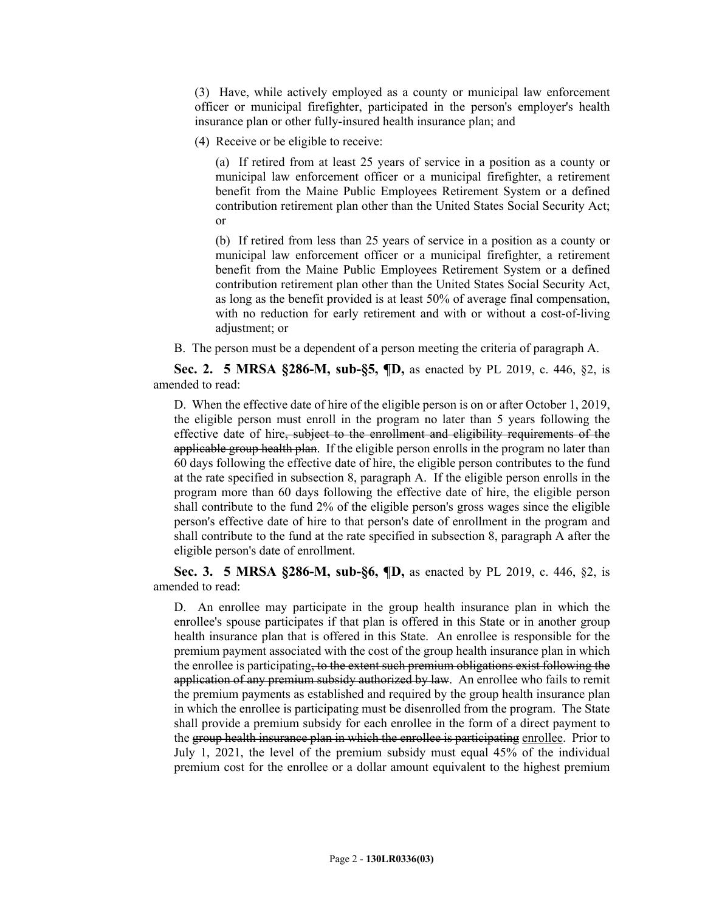(3) Have, while actively employed as a county or municipal law enforcement officer or municipal firefighter, participated in the person's employer's health insurance plan or other fully-insured health insurance plan; and

(4) Receive or be eligible to receive:

(a) If retired from at least 25 years of service in a position as a county or municipal law enforcement officer or a municipal firefighter, a retirement benefit from the Maine Public Employees Retirement System or a defined contribution retirement plan other than the United States Social Security Act; or

(b) If retired from less than 25 years of service in a position as a county or municipal law enforcement officer or a municipal firefighter, a retirement benefit from the Maine Public Employees Retirement System or a defined contribution retirement plan other than the United States Social Security Act, as long as the benefit provided is at least 50% of average final compensation, with no reduction for early retirement and with or without a cost-of-living adjustment; or

B. The person must be a dependent of a person meeting the criteria of paragraph A.

**Sec. 2. 5 MRSA §286-M, sub-§5, ¶D,** as enacted by PL 2019, c. 446, §2, is amended to read:

D. When the effective date of hire of the eligible person is on or after October 1, 2019, the eligible person must enroll in the program no later than 5 years following the effective date of hire~~, subject to the enrollment and eligibility requirements of the applicable group health plan~~. If the eligible person enrolls in the program no later than 60 days following the effective date of hire, the eligible person contributes to the fund at the rate specified in subsection 8, paragraph A. If the eligible person enrolls in the program more than 60 days following the effective date of hire, the eligible person shall contribute to the fund 2% of the eligible person's gross wages since the eligible person's effective date of hire to that person's date of enrollment in the program and shall contribute to the fund at the rate specified in subsection 8, paragraph A after the eligible person's date of enrollment.

**Sec. 3. 5 MRSA §286-M, sub-§6, ¶D,** as enacted by PL 2019, c. 446, §2, is amended to read:

D. An enrollee may participate in the group health insurance plan in which the enrollee's spouse participates if that plan is offered in this State or in another group health insurance plan that is offered in this State. An enrollee is responsible for the premium payment associated with the cost of the group health insurance plan in which the enrollee is participating~~, to the extent such premium obligations exist following the application of any premium subsidy authorized by law~~. An enrollee who fails to remit the premium payments as established and required by the group health insurance plan in which the enrollee is participating must be disenrolled from the program. The State shall provide a premium subsidy for each enrollee in the form of a direct payment to the ~~group health insurance plan in which the enrollee is participating~~ <u>enrollee</u>. Prior to July 1, 2021, the level of the premium subsidy must equal 45% of the individual premium cost for the enrollee or a dollar amount equivalent to the highest premium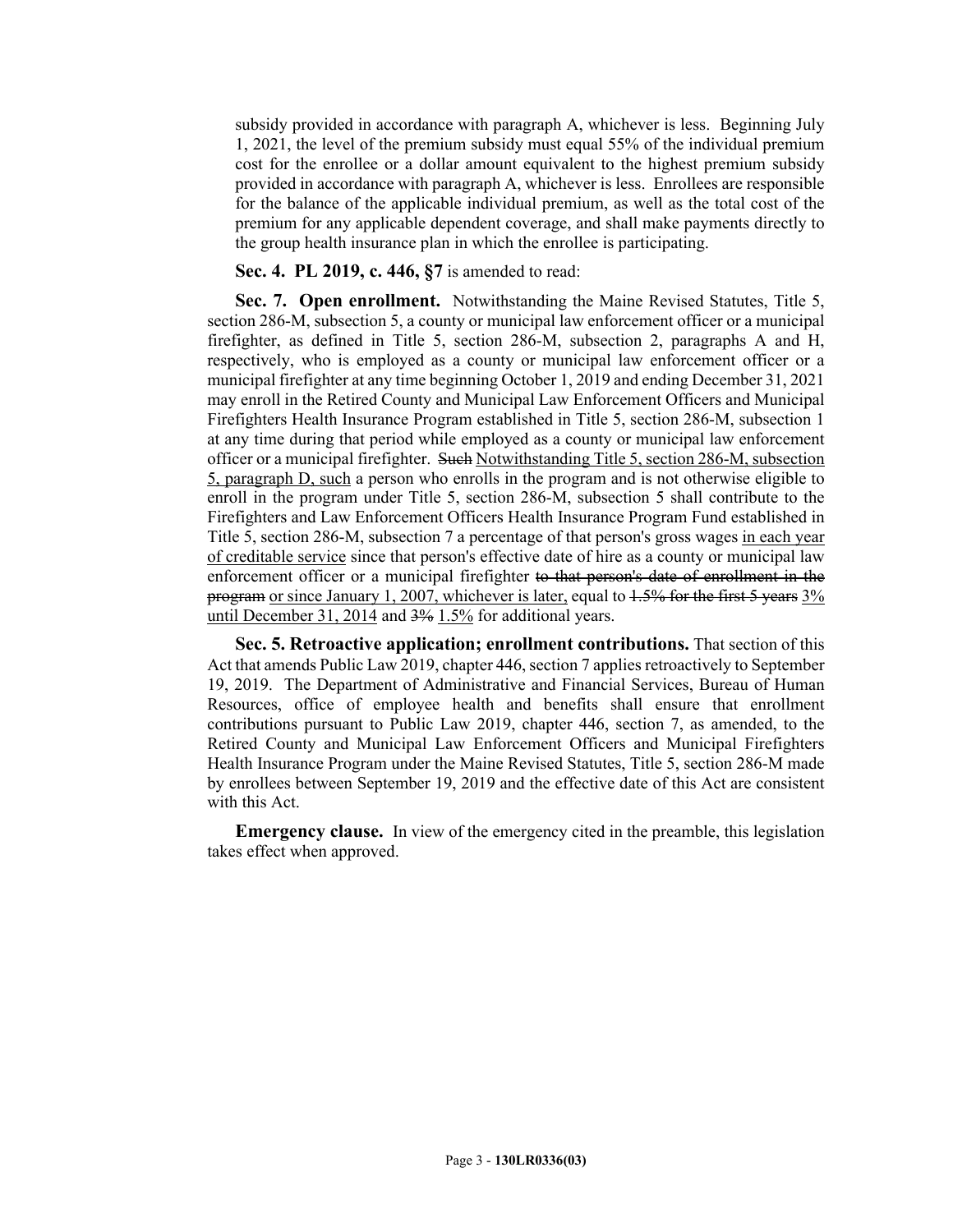subsidy provided in accordance with paragraph A, whichever is less. Beginning July 1, 2021, the level of the premium subsidy must equal 55% of the individual premium cost for the enrollee or a dollar amount equivalent to the highest premium subsidy provided in accordance with paragraph A, whichever is less. Enrollees are responsible for the balance of the applicable individual premium, as well as the total cost of the premium for any applicable dependent coverage, and shall make payments directly to the group health insurance plan in which the enrollee is participating.

**Sec. 4. PL 2019, c. 446, §7** is amended to read:

**Sec. 7. Open enrollment.** Notwithstanding the Maine Revised Statutes, Title 5, section 286-M, subsection 5, a county or municipal law enforcement officer or a municipal firefighter, as defined in Title 5, section 286-M, subsection 2, paragraphs A and H, respectively, who is employed as a county or municipal law enforcement officer or a municipal firefighter at any time beginning October 1, 2019 and ending December 31, 2021 may enroll in the Retired County and Municipal Law Enforcement Officers and Municipal Firefighters Health Insurance Program established in Title 5, section 286-M, subsection 1 at any time during that period while employed as a county or municipal law enforcement officer or a municipal firefighter. ~~Such~~ <u>Notwithstanding Title 5, section 286-M, subsection 5, paragraph D, such</u> a person who enrolls in the program and is not otherwise eligible to enroll in the program under Title 5, section 286-M, subsection 5 shall contribute to the Firefighters and Law Enforcement Officers Health Insurance Program Fund established in Title 5, section 286-M, subsection 7 a percentage of that person's gross wages <u>in each year of creditable service</u> since that person's effective date of hire as a county or municipal law enforcement officer or a municipal firefighter ~~to that person's date of enrollment in the program~~ <u>or since January 1, 2007, whichever is later,</u> equal to ~~1.5% for the first 5 years~~ <u>3% until December 31, 2014</u> and ~~3%~~ <u>1.5%</u> for additional years.

**Sec. 5. Retroactive application; enrollment contributions.** That section of this Act that amends Public Law 2019, chapter 446, section 7 applies retroactively to September 19, 2019. The Department of Administrative and Financial Services, Bureau of Human Resources, office of employee health and benefits shall ensure that enrollment contributions pursuant to Public Law 2019, chapter 446, section 7, as amended, to the Retired County and Municipal Law Enforcement Officers and Municipal Firefighters Health Insurance Program under the Maine Revised Statutes, Title 5, section 286-M made by enrollees between September 19, 2019 and the effective date of this Act are consistent with this Act.

**Emergency clause.** In view of the emergency cited in the preamble, this legislation takes effect when approved.